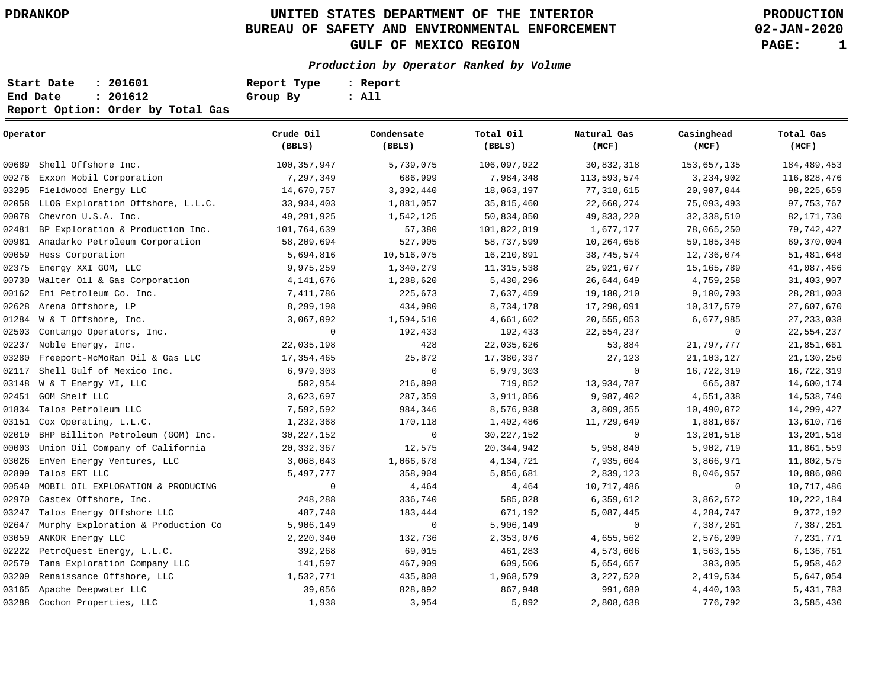PDRANKOP

# UNITED STATES DEPARTMENT OF THE INTERIOR
## BUREAU OF SAFETY AND ENVIRONMENTAL ENFORCEMENT
## GULF OF MEXICO REGION

PRODUCTION
02-JAN-2020

***Production by Operator Ranked by Volume***

**Start Date : 201601** **Report Type : Report**
**End Date : 201612** **Group By : All**
**Report Option: Order by Total Gas**

| Operator | Crude Oil (BBLS) | Condensate (BBLS) | Total Oil (BBLS) | Natural Gas (MCF) | Casinghead (MCF) | Total Gas (MCF) |
|---|---|---|---|---|---|---|
| 00689 Shell Offshore Inc. | 100,357,947 | 5,739,075 | 106,097,022 | 30,832,318 | 153,657,135 | 184,489,453 |
| 00276 Exxon Mobil Corporation | 7,297,349 | 686,999 | 7,984,348 | 113,593,574 | 3,234,902 | 116,828,476 |
| 03295 Fieldwood Energy LLC | 14,670,757 | 3,392,440 | 18,063,197 | 77,318,615 | 20,907,044 | 98,225,659 |
| 02058 LLOG Exploration Offshore, L.L.C. | 33,934,403 | 1,881,057 | 35,815,460 | 22,660,274 | 75,093,493 | 97,753,767 |
| 00078 Chevron U.S.A. Inc. | 49,291,925 | 1,542,125 | 50,834,050 | 49,833,220 | 32,338,510 | 82,171,730 |
| 02481 BP Exploration & Production Inc. | 101,764,639 | 57,380 | 101,822,019 | 1,677,177 | 78,065,250 | 79,742,427 |
| 00981 Anadarko Petroleum Corporation | 58,209,694 | 527,905 | 58,737,599 | 10,264,656 | 59,105,348 | 69,370,004 |
| 00059 Hess Corporation | 5,694,816 | 10,516,075 | 16,210,891 | 38,745,574 | 12,736,074 | 51,481,648 |
| 02375 Energy XXI GOM, LLC | 9,975,259 | 1,340,279 | 11,315,538 | 25,921,677 | 15,165,789 | 41,087,466 |
| 00730 Walter Oil & Gas Corporation | 4,141,676 | 1,288,620 | 5,430,296 | 26,644,649 | 4,759,258 | 31,403,907 |
| 00162 Eni Petroleum Co. Inc. | 7,411,786 | 225,673 | 7,637,459 | 19,180,210 | 9,100,793 | 28,281,003 |
| 02628 Arena Offshore, LP | 8,299,198 | 434,980 | 8,734,178 | 17,290,091 | 10,317,579 | 27,607,670 |
| 01284 W & T Offshore, Inc. | 3,067,092 | 1,594,510 | 4,661,602 | 20,555,053 | 6,677,985 | 27,233,038 |
| 02503 Contango Operators, Inc. | 0 | 192,433 | 192,433 | 22,554,237 | 0 | 22,554,237 |
| 02237 Noble Energy, Inc. | 22,035,198 | 428 | 22,035,626 | 53,884 | 21,797,777 | 21,851,661 |
| 03280 Freeport-McMoRan Oil & Gas LLC | 17,354,465 | 25,872 | 17,380,337 | 27,123 | 21,103,127 | 21,130,250 |
| 02117 Shell Gulf of Mexico Inc. | 6,979,303 | 0 | 6,979,303 | 0 | 16,722,319 | 16,722,319 |
| 03148 W & T Energy VI, LLC | 502,954 | 216,898 | 719,852 | 13,934,787 | 665,387 | 14,600,174 |
| 02451 GOM Shelf LLC | 3,623,697 | 287,359 | 3,911,056 | 9,987,402 | 4,551,338 | 14,538,740 |
| 01834 Talos Petroleum LLC | 7,592,592 | 984,346 | 8,576,938 | 3,809,355 | 10,490,072 | 14,299,427 |
| 03151 Cox Operating, L.L.C. | 1,232,368 | 170,118 | 1,402,486 | 11,729,649 | 1,881,067 | 13,610,716 |
| 02010 BHP Billiton Petroleum (GOM) Inc. | 30,227,152 | 0 | 30,227,152 | 0 | 13,201,518 | 13,201,518 |
| 00003 Union Oil Company of California | 20,332,367 | 12,575 | 20,344,942 | 5,958,840 | 5,902,719 | 11,861,559 |
| 03026 EnVen Energy Ventures, LLC | 3,068,043 | 1,066,678 | 4,134,721 | 7,935,604 | 3,866,971 | 11,802,575 |
| 02899 Talos ERT LLC | 5,497,777 | 358,904 | 5,856,681 | 2,839,123 | 8,046,957 | 10,886,080 |
| 00540 MOBIL OIL EXPLORATION & PRODUCING | 0 | 4,464 | 4,464 | 10,717,486 | 0 | 10,717,486 |
| 02970 Castex Offshore, Inc. | 248,288 | 336,740 | 585,028 | 6,359,612 | 3,862,572 | 10,222,184 |
| 03247 Talos Energy Offshore LLC | 487,748 | 183,444 | 671,192 | 5,087,445 | 4,284,747 | 9,372,192 |
| 02647 Murphy Exploration & Production Co | 5,906,149 | 0 | 5,906,149 | 0 | 7,387,261 | 7,387,261 |
| 03059 ANKOR Energy LLC | 2,220,340 | 132,736 | 2,353,076 | 4,655,562 | 2,576,209 | 7,231,771 |
| 02222 PetroQuest Energy, L.L.C. | 392,268 | 69,015 | 461,283 | 4,573,606 | 1,563,155 | 6,136,761 |
| 02579 Tana Exploration Company LLC | 141,597 | 467,909 | 609,506 | 5,654,657 | 303,805 | 5,958,462 |
| 03209 Renaissance Offshore, LLC | 1,532,771 | 435,808 | 1,968,579 | 3,227,520 | 2,419,534 | 5,647,054 |
| 03165 Apache Deepwater LLC | 39,056 | 828,892 | 867,948 | 991,680 | 4,440,103 | 5,431,783 |
| 03288 Cochon Properties, LLC | 1,938 | 3,954 | 5,892 | 2,808,638 | 776,792 | 3,585,430 |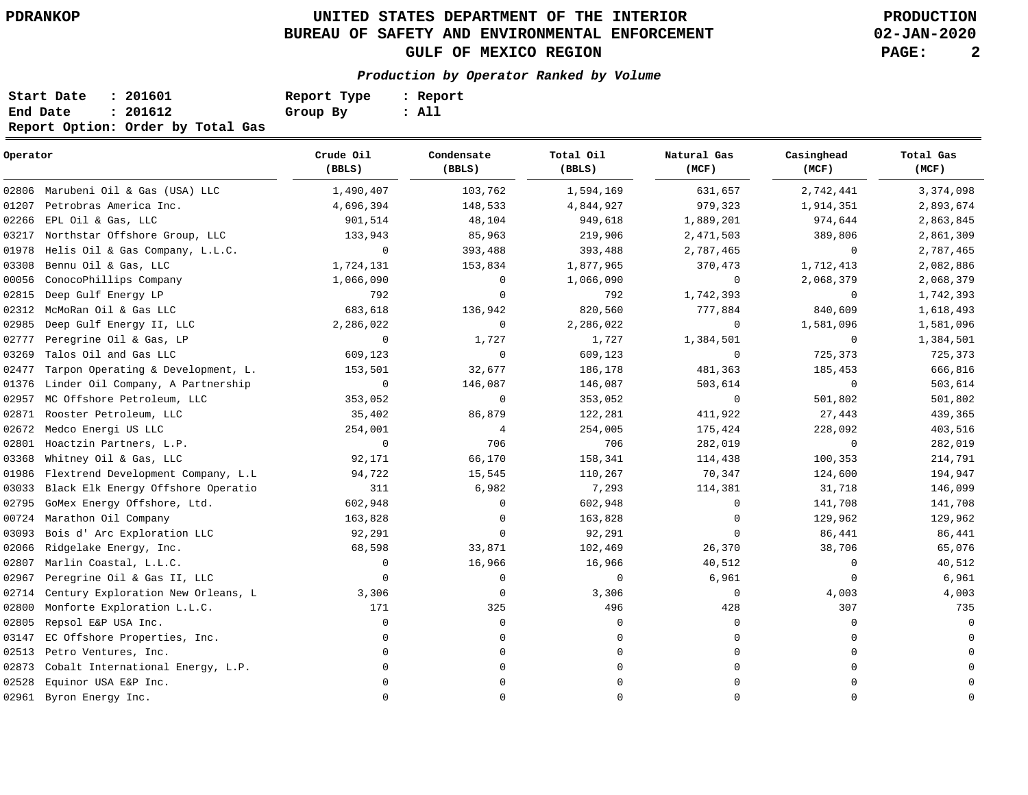# UNITED STATES DEPARTMENT OF THE INTERIOR
## BUREAU OF SAFETY AND ENVIRONMENTAL ENFORCEMENT
## GULF OF MEXICO REGION

PDRANKOP — PRODUCTION — 02-JAN-2020

***Production by Operator Ranked by Volume***

**Start Date : 201601** — **Report Type : Report**
**End Date : 201612** — **Group By : All**
**Report Option: Order by Total Gas**

| Operator | Crude Oil (BBLS) | Condensate (BBLS) | Total Oil (BBLS) | Natural Gas (MCF) | Casinghead (MCF) | Total Gas (MCF) |
|---|---|---|---|---|---|---|
| 02806 Marubeni Oil & Gas (USA) LLC | 1,490,407 | 103,762 | 1,594,169 | 631,657 | 2,742,441 | 3,374,098 |
| 01207 Petrobras America Inc. | 4,696,394 | 148,533 | 4,844,927 | 979,323 | 1,914,351 | 2,893,674 |
| 02266 EPL Oil & Gas, LLC | 901,514 | 48,104 | 949,618 | 1,889,201 | 974,644 | 2,863,845 |
| 03217 Northstar Offshore Group, LLC | 133,943 | 85,963 | 219,906 | 2,471,503 | 389,806 | 2,861,309 |
| 01978 Helis Oil & Gas Company, L.L.C. | 0 | 393,488 | 393,488 | 2,787,465 | 0 | 2,787,465 |
| 03308 Bennu Oil & Gas, LLC | 1,724,131 | 153,834 | 1,877,965 | 370,473 | 1,712,413 | 2,082,886 |
| 00056 ConocoPhillips Company | 1,066,090 | 0 | 1,066,090 | 0 | 2,068,379 | 2,068,379 |
| 02815 Deep Gulf Energy LP | 792 | 0 | 792 | 1,742,393 | 0 | 1,742,393 |
| 02312 McMoRan Oil & Gas LLC | 683,618 | 136,942 | 820,560 | 777,884 | 840,609 | 1,618,493 |
| 02985 Deep Gulf Energy II, LLC | 2,286,022 | 0 | 2,286,022 | 0 | 1,581,096 | 1,581,096 |
| 02777 Peregrine Oil & Gas, LP | 0 | 1,727 | 1,727 | 1,384,501 | 0 | 1,384,501 |
| 03269 Talos Oil and Gas LLC | 609,123 | 0 | 609,123 | 0 | 725,373 | 725,373 |
| 02477 Tarpon Operating & Development, L. | 153,501 | 32,677 | 186,178 | 481,363 | 185,453 | 666,816 |
| 01376 Linder Oil Company, A Partnership | 0 | 146,087 | 146,087 | 503,614 | 0 | 503,614 |
| 02957 MC Offshore Petroleum, LLC | 353,052 | 0 | 353,052 | 0 | 501,802 | 501,802 |
| 02871 Rooster Petroleum, LLC | 35,402 | 86,879 | 122,281 | 411,922 | 27,443 | 439,365 |
| 02672 Medco Energi US LLC | 254,001 | 4 | 254,005 | 175,424 | 228,092 | 403,516 |
| 02801 Hoactzin Partners, L.P. | 0 | 706 | 706 | 282,019 | 0 | 282,019 |
| 03368 Whitney Oil & Gas, LLC | 92,171 | 66,170 | 158,341 | 114,438 | 100,353 | 214,791 |
| 01986 Flextrend Development Company, L.L | 94,722 | 15,545 | 110,267 | 70,347 | 124,600 | 194,947 |
| 03033 Black Elk Energy Offshore Operatio | 311 | 6,982 | 7,293 | 114,381 | 31,718 | 146,099 |
| 02795 GoMex Energy Offshore, Ltd. | 602,948 | 0 | 602,948 | 0 | 141,708 | 141,708 |
| 00724 Marathon Oil Company | 163,828 | 0 | 163,828 | 0 | 129,962 | 129,962 |
| 03093 Bois d' Arc Exploration LLC | 92,291 | 0 | 92,291 | 0 | 86,441 | 86,441 |
| 02066 Ridgelake Energy, Inc. | 68,598 | 33,871 | 102,469 | 26,370 | 38,706 | 65,076 |
| 02807 Marlin Coastal, L.L.C. | 0 | 16,966 | 16,966 | 40,512 | 0 | 40,512 |
| 02967 Peregrine Oil & Gas II, LLC | 0 | 0 | 0 | 6,961 | 0 | 6,961 |
| 02714 Century Exploration New Orleans, L | 3,306 | 0 | 3,306 | 0 | 4,003 | 4,003 |
| 02800 Monforte Exploration L.L.C. | 171 | 325 | 496 | 428 | 307 | 735 |
| 02805 Repsol E&P USA Inc. | 0 | 0 | 0 | 0 | 0 | 0 |
| 03147 EC Offshore Properties, Inc. | 0 | 0 | 0 | 0 | 0 | 0 |
| 02513 Petro Ventures, Inc. | 0 | 0 | 0 | 0 | 0 | 0 |
| 02873 Cobalt International Energy, L.P. | 0 | 0 | 0 | 0 | 0 | 0 |
| 02528 Equinor USA E&P Inc. | 0 | 0 | 0 | 0 | 0 | 0 |
| 02961 Byron Energy Inc. | 0 | 0 | 0 | 0 | 0 | 0 |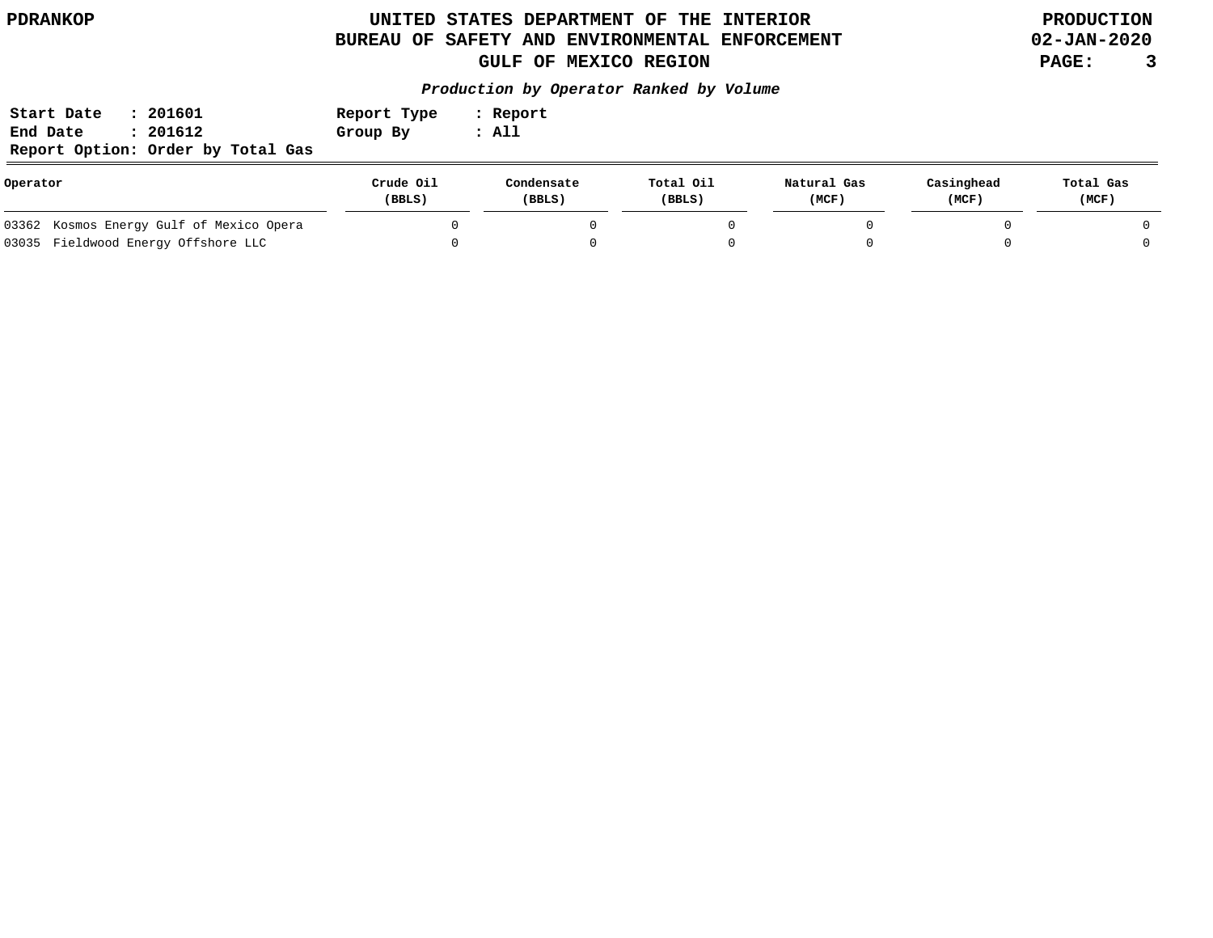**PDRANKOP**

# UNITED STATES DEPARTMENT OF THE INTERIOR
## BUREAU OF SAFETY AND ENVIRONMENTAL ENFORCEMENT
## GULF OF MEXICO REGION

**PRODUCTION**
**02-JAN-2020**

***Production by Operator Ranked by Volume***

**Start Date : 201601** **Report Type : Report**
**End Date : 201612** **Group By : All**
**Report Option: Order by Total Gas**

| Operator | Crude Oil (BBLS) | Condensate (BBLS) | Total Oil (BBLS) | Natural Gas (MCF) | Casinghead (MCF) | Total Gas (MCF) |
|---|---|---|---|---|---|---|
| 03362 Kosmos Energy Gulf of Mexico Opera | 0 | 0 | 0 | 0 | 0 | 0 |
| 03035 Fieldwood Energy Offshore LLC | 0 | 0 | 0 | 0 | 0 | 0 |